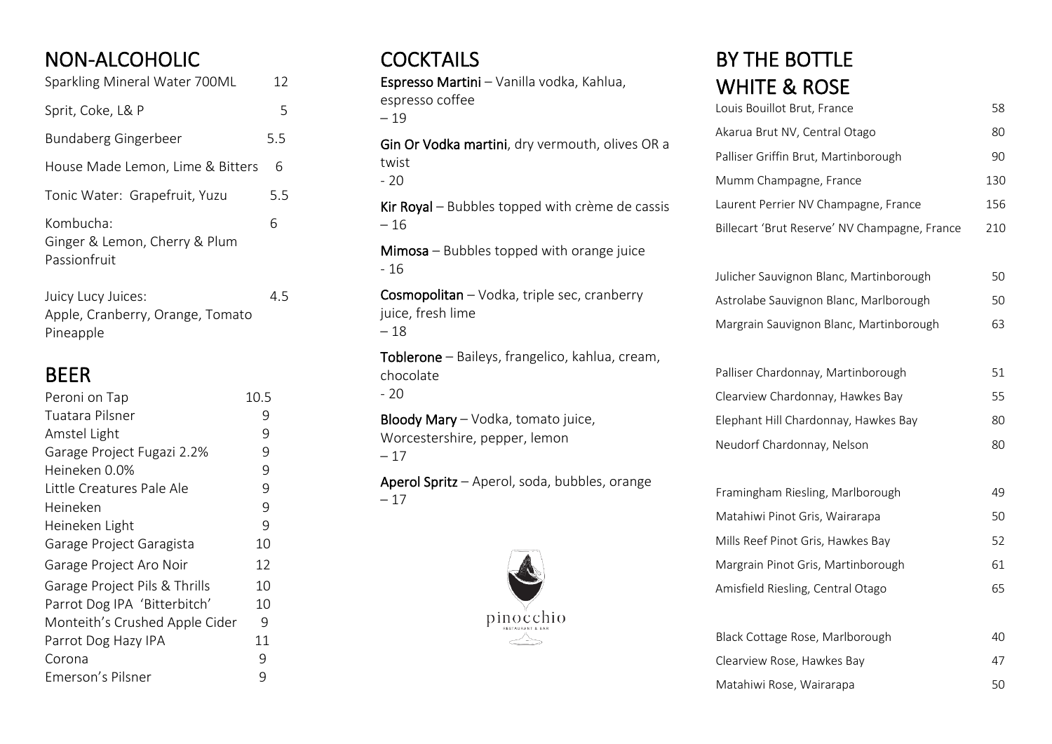## NON-ALCOHOLIC

| Item | Price |
|---|---|
| Sparkling Mineral Water 700ML | 12 |
| Sprit, Coke, L& P | 5 |
| Bundaberg Gingerbeer | 5.5 |
| House Made Lemon, Lime & Bitters | 6 |
| Tonic Water: Grapefruit, Yuzu | 5.5 |
| Kombucha: Ginger & Lemon, Cherry & Plum Passionfruit | 6 |
| Juicy Lucy Juices: Apple, Cranberry, Orange, Tomato Pineapple | 4.5 |

## BEER

| Item | Price |
|---|---|
| Peroni on Tap | 10.5 |
| Tuatara Pilsner | 9 |
| Amstel Light | 9 |
| Garage Project Fugazi 2.2% | 9 |
| Heineken 0.0% | 9 |
| Little Creatures Pale Ale | 9 |
| Heineken | 9 |
| Heineken Light | 9 |
| Garage Project Garagista | 10 |
| Garage Project Aro Noir | 12 |
| Garage Project Pils & Thrills | 10 |
| Parrot Dog IPA 'Bitterbitch' | 10 |
| Monteith's Crushed Apple Cider | 9 |
| Parrot Dog Hazy IPA | 11 |
| Corona | 9 |
| Emerson's Pilsner | 9 |

## COCKTAILS

**Espresso Martini** – Vanilla vodka, Kahlua, espresso coffee
– 19

**Gin Or Vodka martini**, dry vermouth, olives OR a twist
- 20

**Kir Royal** – Bubbles topped with crème de cassis
– 16

**Mimosa** – Bubbles topped with orange juice
- 16

**Cosmopolitan** – Vodka, triple sec, cranberry juice, fresh lime
– 18

**Toblerone** – Baileys, frangelico, kahlua, cream, chocolate
- 20

**Bloody Mary** – Vodka, tomato juice, Worcestershire, pepper, lemon
– 17

**Aperol Spritz** – Aperol, soda, bubbles, orange
– 17

pinocchio
RESTAURANT & BAR

## BY THE BOTTLE
## WHITE & ROSE

| Item | Price |
|---|---|
| Louis Bouillot Brut, France | 58 |
| Akarua Brut NV, Central Otago | 80 |
| Palliser Griffin Brut, Martinborough | 90 |
| Mumm Champagne, France | 130 |
| Laurent Perrier NV Champagne, France | 156 |
| Billecart 'Brut Reserve' NV Champagne, France | 210 |
| Julicher Sauvignon Blanc, Martinborough | 50 |
| Astrolabe Sauvignon Blanc, Marlborough | 50 |
| Margrain Sauvignon Blanc, Martinborough | 63 |
| Palliser Chardonnay, Martinborough | 51 |
| Clearview Chardonnay, Hawkes Bay | 55 |
| Elephant Hill Chardonnay, Hawkes Bay | 80 |
| Neudorf Chardonnay, Nelson | 80 |
| Framingham Riesling, Marlborough | 49 |
| Matahiwi Pinot Gris, Wairarapa | 50 |
| Mills Reef Pinot Gris, Hawkes Bay | 52 |
| Margrain Pinot Gris, Martinborough | 61 |
| Amisfield Riesling, Central Otago | 65 |
| Black Cottage Rose, Marlborough | 40 |
| Clearview Rose, Hawkes Bay | 47 |
| Matahiwi Rose, Wairarapa | 50 |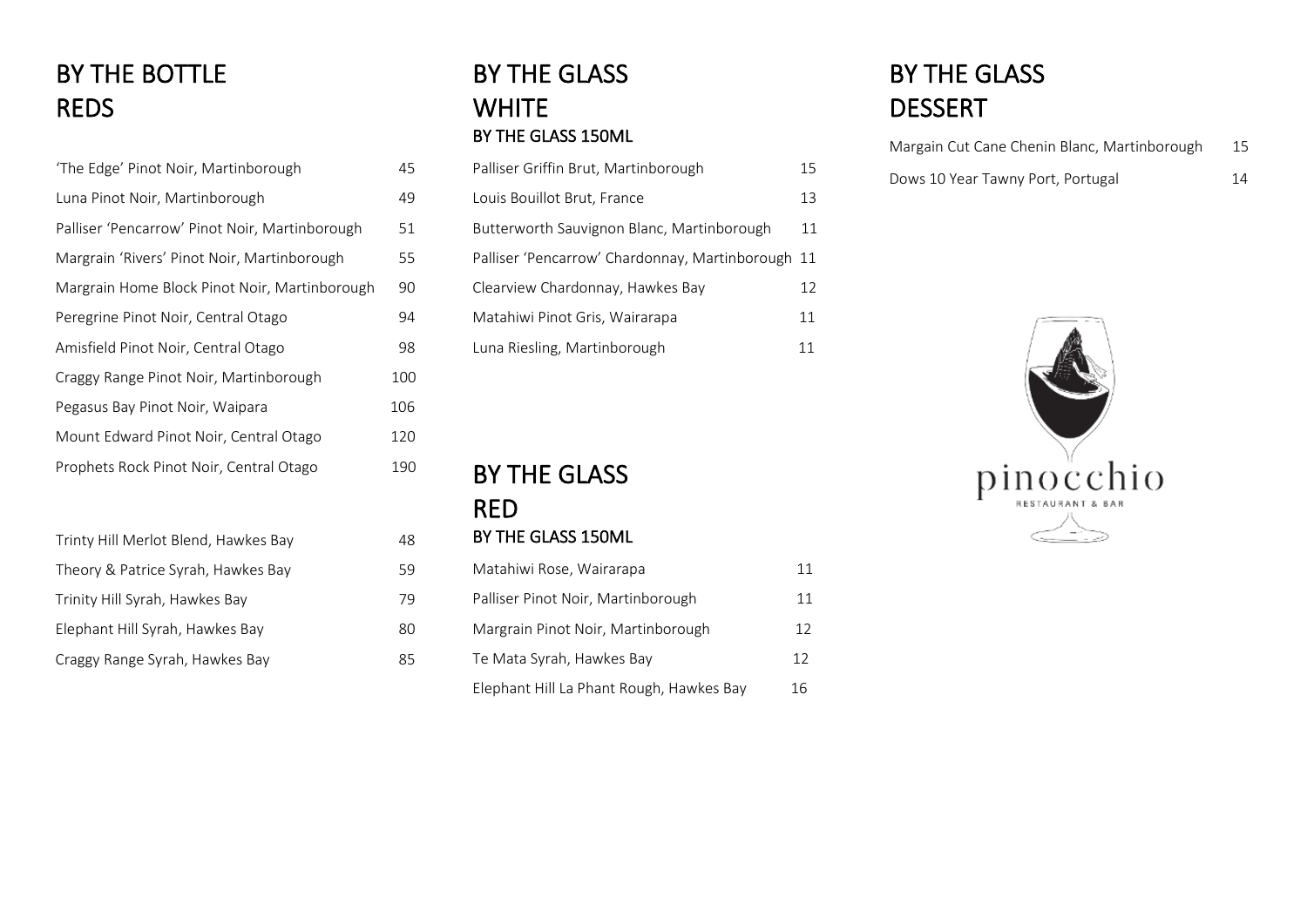# BY THE BOTTLE
# REDS

| | |
|---|---|
| 'The Edge' Pinot Noir, Martinborough | 45 |
| Luna Pinot Noir, Martinborough | 49 |
| Palliser 'Pencarrow' Pinot Noir, Martinborough | 51 |
| Margrain 'Rivers' Pinot Noir, Martinborough | 55 |
| Margrain Home Block Pinot Noir, Martinborough | 90 |
| Peregrine Pinot Noir, Central Otago | 94 |
| Amisfield Pinot Noir, Central Otago | 98 |
| Craggy Range Pinot Noir, Martinborough | 100 |
| Pegasus Bay Pinot Noir, Waipara | 106 |
| Mount Edward Pinot Noir, Central Otago | 120 |
| Prophets Rock Pinot Noir, Central Otago | 190 |

| | |
|---|---|
| Trinty Hill Merlot Blend, Hawkes Bay | 48 |
| Theory & Patrice Syrah, Hawkes Bay | 59 |
| Trinity Hill Syrah, Hawkes Bay | 79 |
| Elephant Hill Syrah, Hawkes Bay | 80 |
| Craggy Range Syrah, Hawkes Bay | 85 |

# BY THE GLASS
# WHITE
### BY THE GLASS 150ML

| | |
|---|---|
| Palliser Griffin Brut, Martinborough | 15 |
| Louis Bouillot Brut, France | 13 |
| Butterworth Sauvignon Blanc, Martinborough | 11 |
| Palliser 'Pencarrow' Chardonnay, Martinborough | 11 |
| Clearview Chardonnay, Hawkes Bay | 12 |
| Matahiwi Pinot Gris, Wairarapa | 11 |
| Luna Riesling, Martinborough | 11 |

# BY THE GLASS
# RED
### BY THE GLASS 150ML

| | |
|---|---|
| Matahiwi Rose, Wairarapa | 11 |
| Palliser Pinot Noir, Martinborough | 11 |
| Margrain Pinot Noir, Martinborough | 12 |
| Te Mata Syrah, Hawkes Bay | 12 |
| Elephant Hill La Phant Rough, Hawkes Bay | 16 |

# BY THE GLASS
# DESSERT

| | |
|---|---|
| Margain Cut Cane Chenin Blanc, Martinborough | 15 |
| Dows 10 Year Tawny Port, Portugal | 14 |

pinocchio
RESTAURANT & BAR